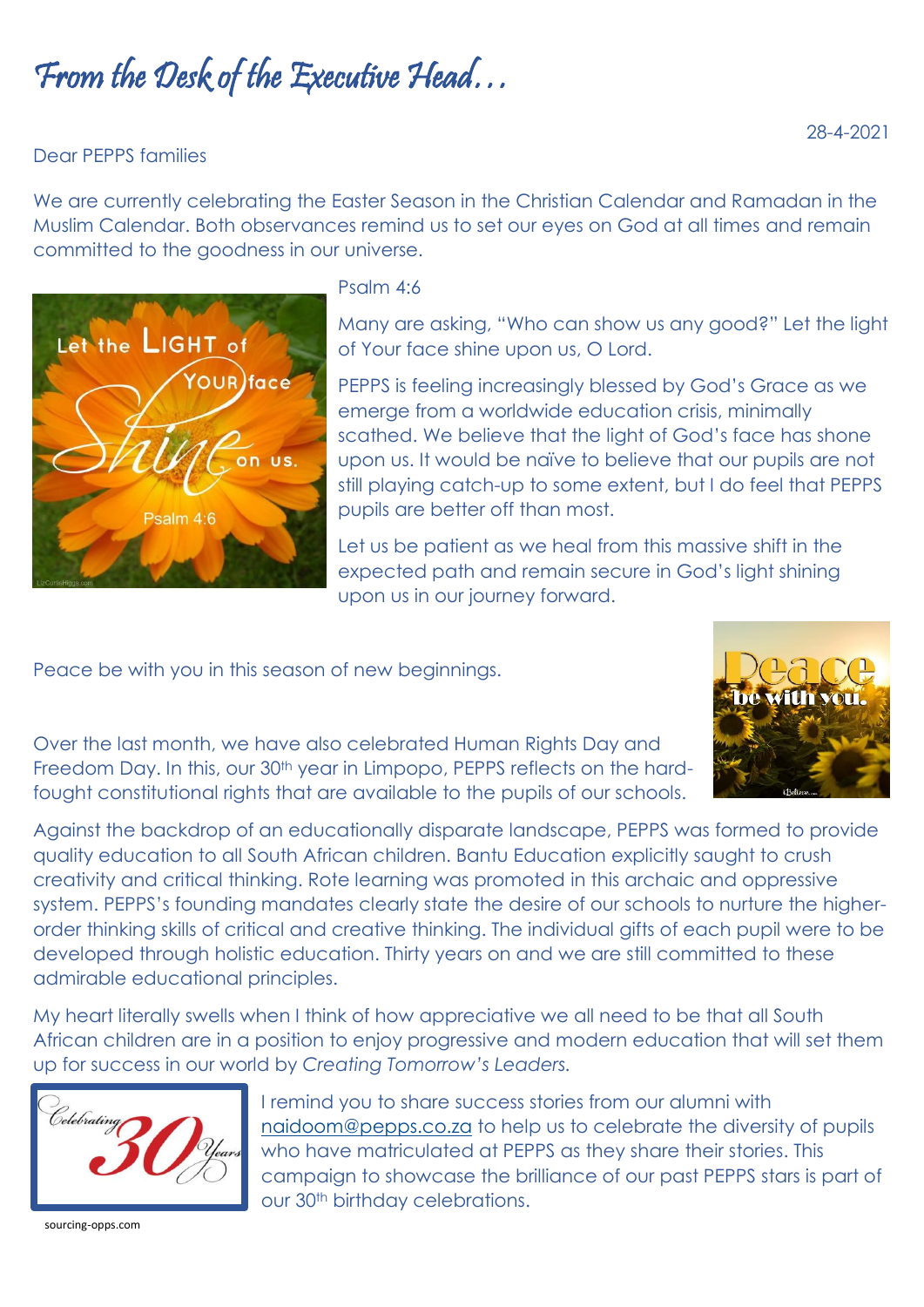# From the Desk of the Executive Head…

28-4-2021

Dear PEPPS families

We are currently celebrating the Easter Season in the Christian Calendar and Ramadan in the Muslim Calendar. Both observances remind us to set our eyes on God at all times and remain committed to the goodness in our universe.

Psalm 4:6

Many are asking, "Who can show us any good?" Let the light of Your face shine upon us, O Lord.

PEPPS is feeling increasingly blessed by God's Grace as we emerge from a worldwide education crisis, minimally scathed. We believe that the light of God's face has shone upon us. It would be naïve to believe that our pupils are not still playing catch-up to some extent, but I do feel that PEPPS pupils are better off than most.

Let us be patient as we heal from this massive shift in the expected path and remain secure in God's light shining upon us in our journey forward.

Peace be with you in this season of new beginnings.

Over the last month, we have also celebrated Human Rights Day and Freedom Day. In this, our 30th year in Limpopo, PEPPS reflects on the hard-fought constitutional rights that are available to the pupils of our schools.

Against the backdrop of an educationally disparate landscape, PEPPS was formed to provide quality education to all South African children. Bantu Education explicitly saught to crush creativity and critical thinking. Rote learning was promoted in this archaic and oppressive system. PEPPS's founding mandates clearly state the desire of our schools to nurture the higher-order thinking skills of critical and creative thinking. The individual gifts of each pupil were to be developed through holistic education. Thirty years on and we are still committed to these admirable educational principles.

My heart literally swells when I think of how appreciative we all need to be that all South African children are in a position to enjoy progressive and modern education that will set them up for success in our world by *Creating Tomorrow's Leaders.*

I remind you to share success stories from our alumni with naidoom@pepps.co.za to help us to celebrate the diversity of pupils who have matriculated at PEPPS as they share their stories. This campaign to showcase the brilliance of our past PEPPS stars is part of our 30th birthday celebrations.

sourcing-opps.com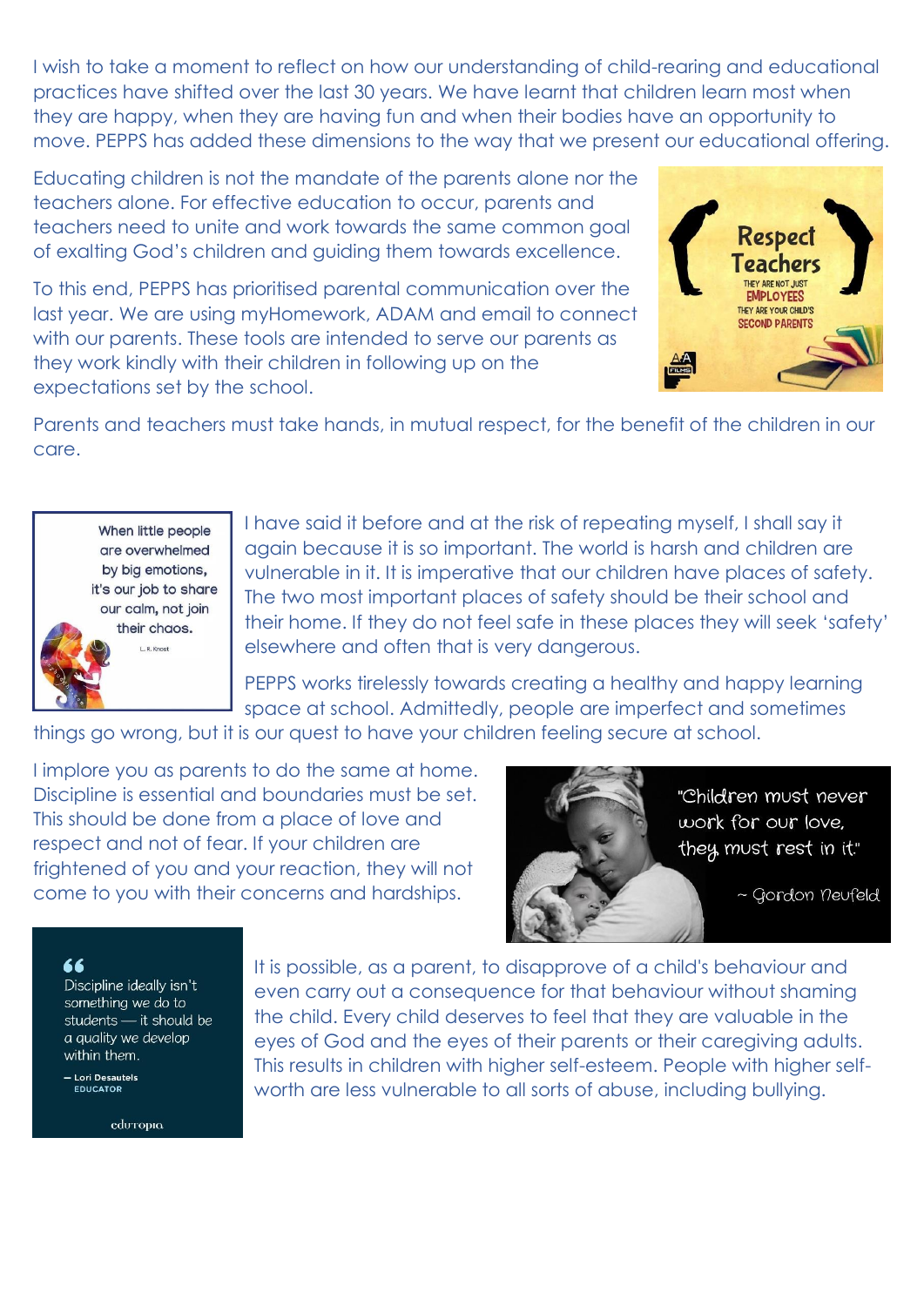I wish to take a moment to reflect on how our understanding of child-rearing and educational practices have shifted over the last 30 years. We have learnt that children learn most when they are happy, when they are having fun and when their bodies have an opportunity to move. PEPPS has added these dimensions to the way that we present our educational offering.

Educating children is not the mandate of the parents alone nor the teachers alone. For effective education to occur, parents and teachers need to unite and work towards the same common goal of exalting God's children and guiding them towards excellence.

To this end, PEPPS has prioritised parental communication over the last year. We are using myHomework, ADAM and email to connect with our parents. These tools are intended to serve our parents as they work kindly with their children in following up on the expectations set by the school.

Respect Teachers
THEY ARE NOT JUST EMPLOYEES
THEY ARE YOUR CHILD'S SECOND PARENTS

Parents and teachers must take hands, in mutual respect, for the benefit of the children in our care.

When little people are overwhelmed by big emotions, it's our job to share our calm, not join their chaos.
L. R. Knost

I have said it before and at the risk of repeating myself, I shall say it again because it is so important. The world is harsh and children are vulnerable in it. It is imperative that our children have places of safety. The two most important places of safety should be their school and their home. If they do not feel safe in these places they will seek 'safety' elsewhere and often that is very dangerous.

PEPPS works tirelessly towards creating a healthy and happy learning space at school. Admittedly, people are imperfect and sometimes things go wrong, but it is our quest to have your children feeling secure at school.

I implore you as parents to do the same at home. Discipline is essential and boundaries must be set. This should be done from a place of love and respect and not of fear. If your children are frightened of you and your reaction, they will not come to you with their concerns and hardships.

"Children must never work for our love, they must rest in it."
~ Gordon Neufeld

> Discipline ideally isn't something we do to students — it should be a quality we develop within them.
>
> — Lori Desautels, EDUCATOR
>
> edutopia

It is possible, as a parent, to disapprove of a child's behaviour and even carry out a consequence for that behaviour without shaming the child. Every child deserves to feel that they are valuable in the eyes of God and the eyes of their parents or their caregiving adults. This results in children with higher self-esteem. People with higher self-worth are less vulnerable to all sorts of abuse, including bullying.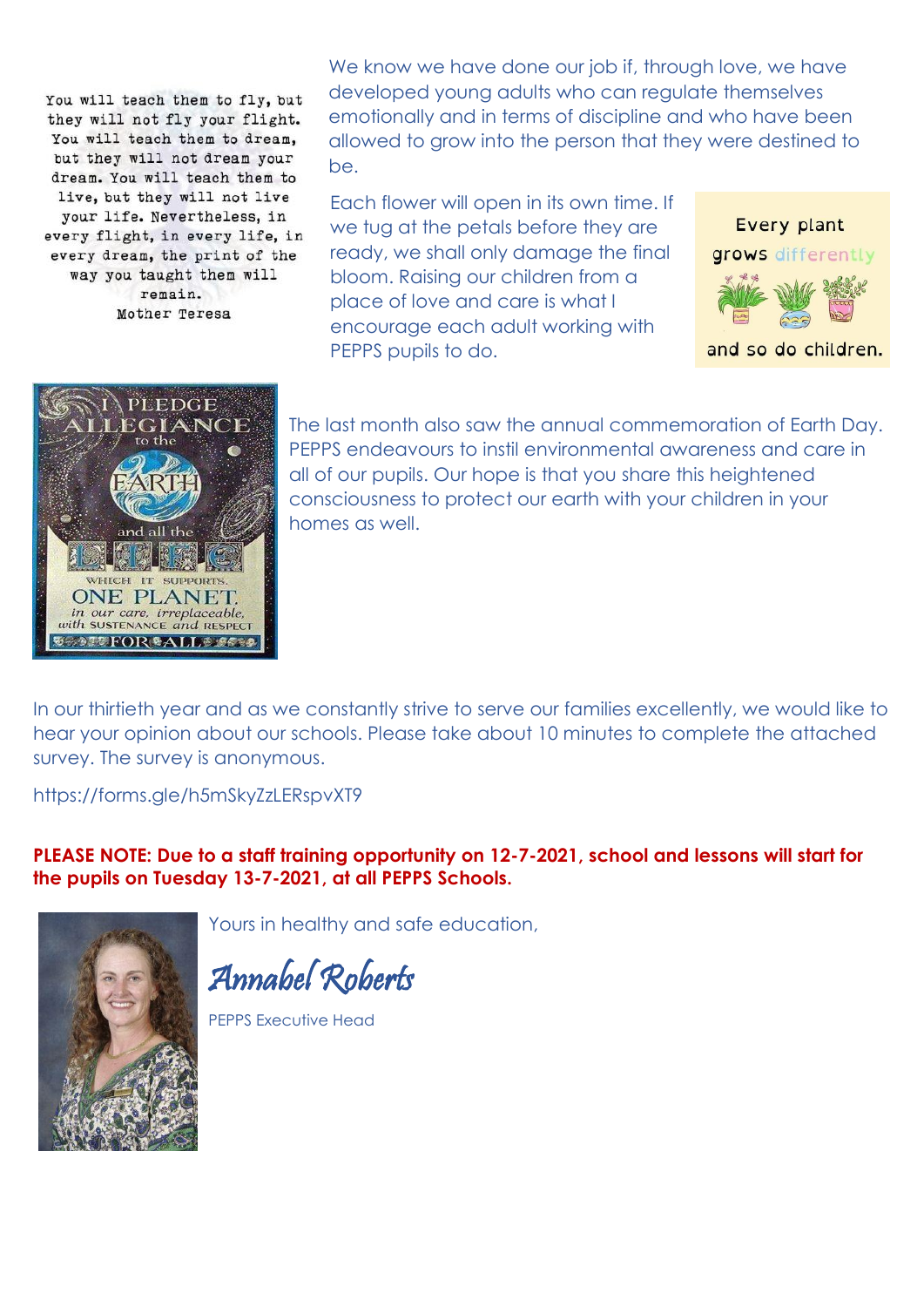You will teach them to fly, but they will not fly your flight. You will teach them to dream, but they will not dream your dream. You will teach them to live, but they will not live your life. Nevertheless, in every flight, in every life, in every dream, the print of the way you taught them will remain.
Mother Teresa

We know we have done our job if, through love, we have developed young adults who can regulate themselves emotionally and in terms of discipline and who have been allowed to grow into the person that they were destined to be.

Each flower will open in its own time. If we tug at the petals before they are ready, we shall only damage the final bloom. Raising our children from a place of love and care is what I encourage each adult working with PEPPS pupils to do.

Every plant grows differently and so do children.

I PLEDGE ALLEGIANCE to the EARTH and all the LIFE WHICH IT SUPPORTS. ONE PLANET. in our care, irreplaceable, with SUSTENANCE and RESPECT FOR ALL

The last month also saw the annual commemoration of Earth Day. PEPPS endeavours to instil environmental awareness and care in all of our pupils. Our hope is that you share this heightened consciousness to protect our earth with your children in your homes as well.

In our thirtieth year and as we constantly strive to serve our families excellently, we would like to hear your opinion about our schools. Please take about 10 minutes to complete the attached survey. The survey is anonymous.

https://forms.gle/h5mSkyZzLERspvXT9

**PLEASE NOTE: Due to a staff training opportunity on 12-7-2021, school and lessons will start for the pupils on Tuesday 13-7-2021, at all PEPPS Schools.**

Yours in healthy and safe education,

*Annabel Roberts*

PEPPS Executive Head